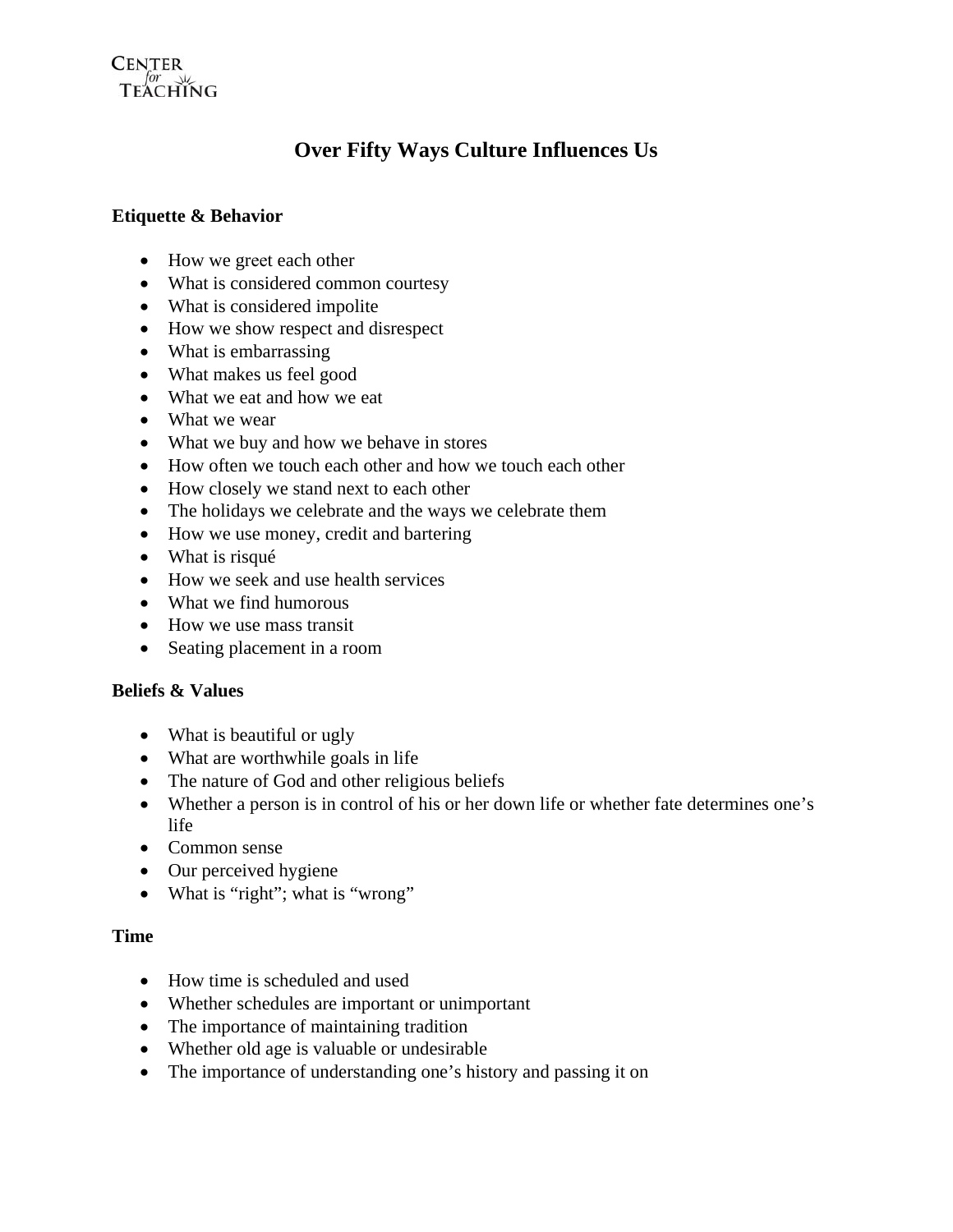CENTER *for* TEACHING

# Over Fifty Ways Culture Influences Us

## Etiquette & Behavior

- How we greet each other
- What is considered common courtesy
- What is considered impolite
- How we show respect and disrespect
- What is embarrassing
- What makes us feel good
- What we eat and how we eat
- What we wear
- What we buy and how we behave in stores
- How often we touch each other and how we touch each other
- How closely we stand next to each other
- The holidays we celebrate and the ways we celebrate them
- How we use money, credit and bartering
- What is risqué
- How we seek and use health services
- What we find humorous
- How we use mass transit
- Seating placement in a room

## Beliefs & Values

- What is beautiful or ugly
- What are worthwhile goals in life
- The nature of God and other religious beliefs
- Whether a person is in control of his or her down life or whether fate determines one's life
- Common sense
- Our perceived hygiene
- What is "right"; what is "wrong"

## Time

- How time is scheduled and used
- Whether schedules are important or unimportant
- The importance of maintaining tradition
- Whether old age is valuable or undesirable
- The importance of understanding one's history and passing it on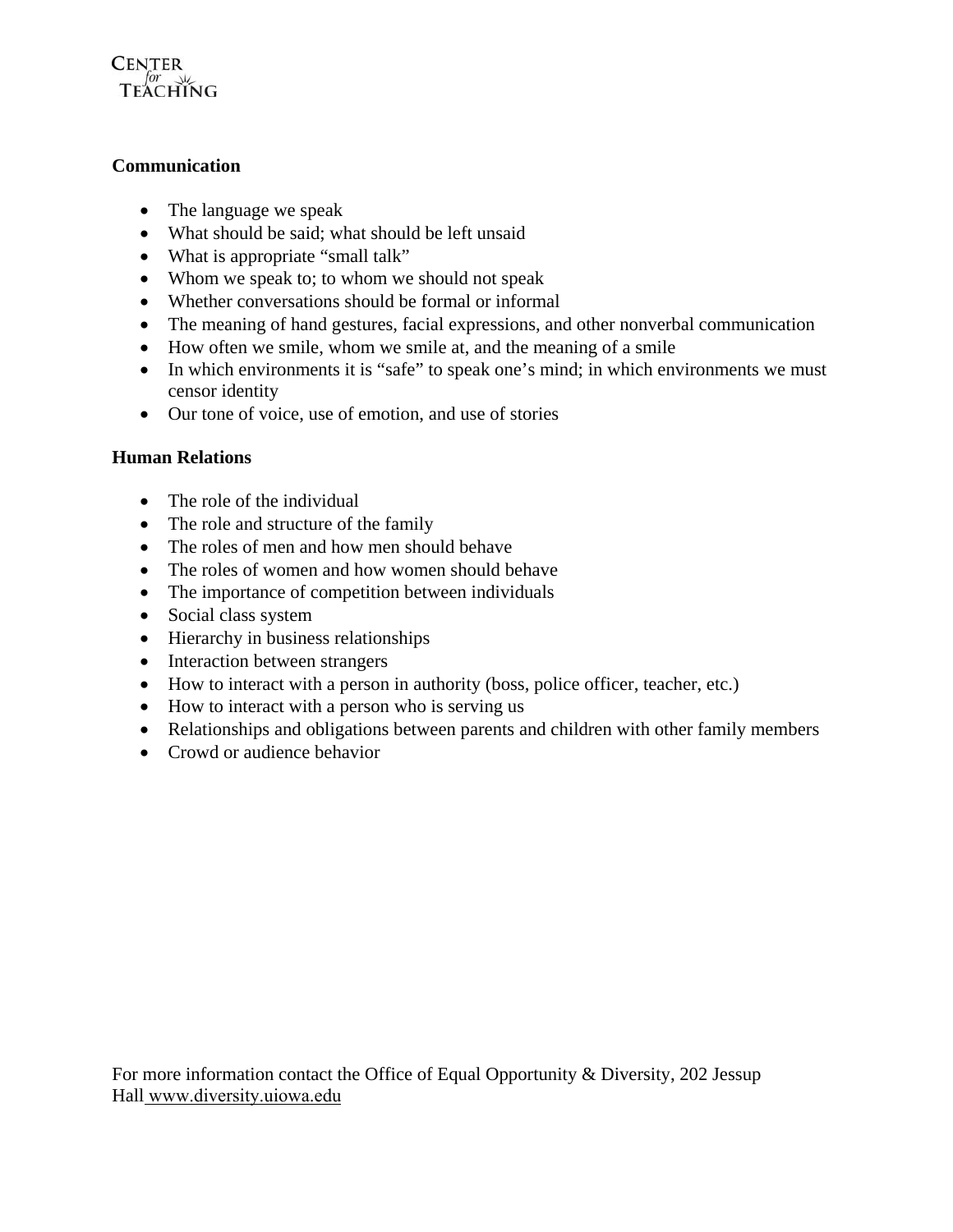**Communication**

- The language we speak
- What should be said; what should be left unsaid
- What is appropriate "small talk"
- Whom we speak to; to whom we should not speak
- Whether conversations should be formal or informal
- The meaning of hand gestures, facial expressions, and other nonverbal communication
- How often we smile, whom we smile at, and the meaning of a smile
- In which environments it is "safe" to speak one's mind; in which environments we must censor identity
- Our tone of voice, use of emotion, and use of stories

**Human Relations**

- The role of the individual
- The role and structure of the family
- The roles of men and how men should behave
- The roles of women and how women should behave
- The importance of competition between individuals
- Social class system
- Hierarchy in business relationships
- Interaction between strangers
- How to interact with a person in authority (boss, police officer, teacher, etc.)
- How to interact with a person who is serving us
- Relationships and obligations between parents and children with other family members
- Crowd or audience behavior

For more information contact the Office of Equal Opportunity & Diversity, 202 Jessup Hall www.diversity.uiowa.edu